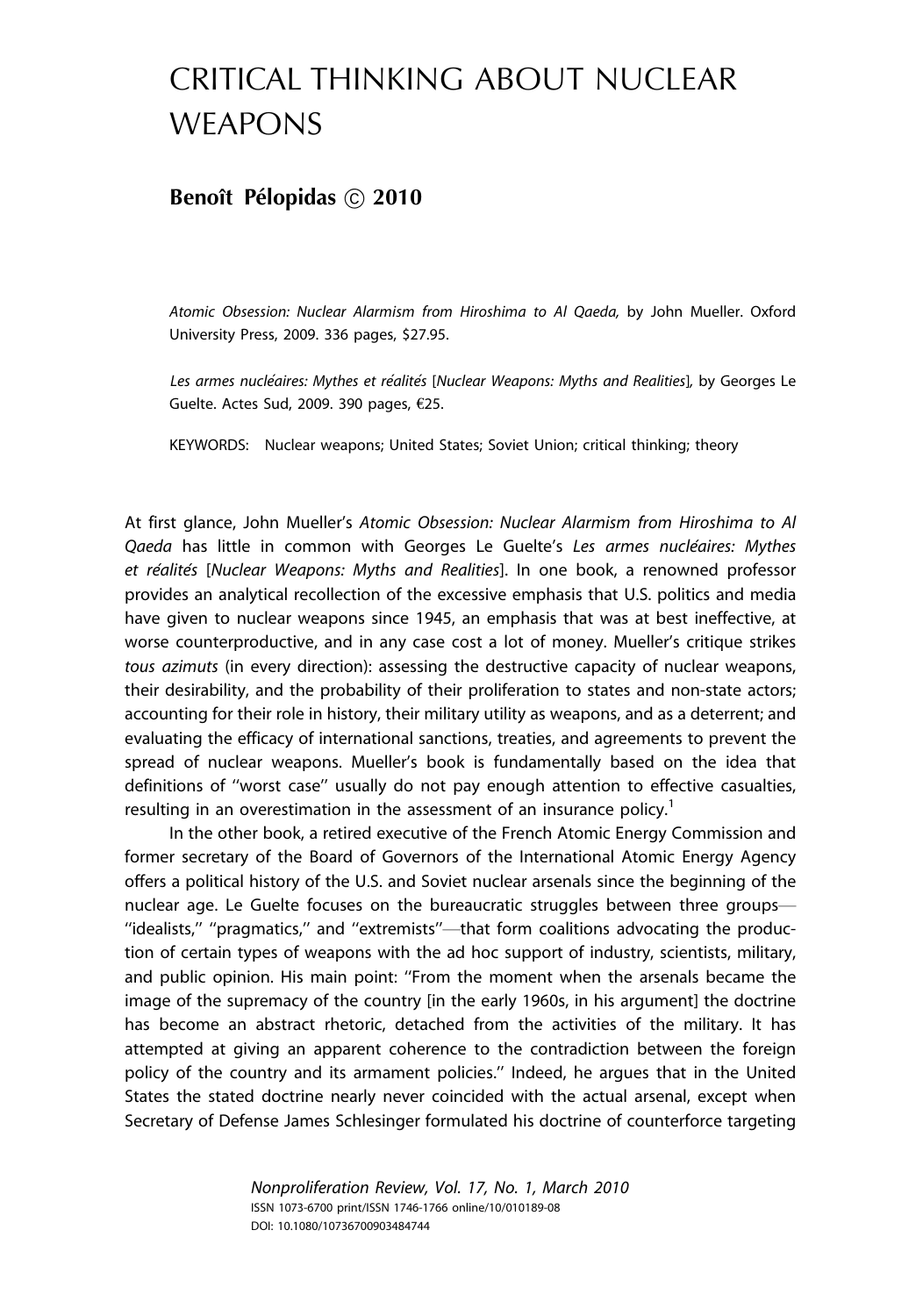# CRITICAL THINKING ABOUT NUCLEAR WEAPONS

**Benoît Pélopidas © 2010**

*Atomic Obsession: Nuclear Alarmism from Hiroshima to Al Qaeda,* by John Mueller. Oxford University Press, 2009. 336 pages, $27.95.

*Les armes nucléaires: Mythes et réalités* [*Nuclear Weapons: Myths and Realities*], by Georges Le Guelte. Actes Sud, 2009. 390 pages, €25.

KEYWORDS: Nuclear weapons; United States; Soviet Union; critical thinking; theory

At first glance, John Mueller's *Atomic Obsession: Nuclear Alarmism from Hiroshima to Al Qaeda* has little in common with Georges Le Guelte's *Les armes nucléaires: Mythes et réalités* [*Nuclear Weapons: Myths and Realities*]. In one book, a renowned professor provides an analytical recollection of the excessive emphasis that U.S. politics and media have given to nuclear weapons since 1945, an emphasis that was at best ineffective, at worse counterproductive, and in any case cost a lot of money. Mueller's critique strikes *tous azimuts* (in every direction): assessing the destructive capacity of nuclear weapons, their desirability, and the probability of their proliferation to states and non-state actors; accounting for their role in history, their military utility as weapons, and as a deterrent; and evaluating the efficacy of international sanctions, treaties, and agreements to prevent the spread of nuclear weapons. Mueller's book is fundamentally based on the idea that definitions of ''worst case'' usually do not pay enough attention to effective casualties, resulting in an overestimation in the assessment of an insurance policy.[1]

In the other book, a retired executive of the French Atomic Energy Commission and former secretary of the Board of Governors of the International Atomic Energy Agency offers a political history of the U.S. and Soviet nuclear arsenals since the beginning of the nuclear age. Le Guelte focuses on the bureaucratic struggles between three groups—''idealists,'' ''pragmatics,'' and ''extremists''—that form coalitions advocating the production of certain types of weapons with the ad hoc support of industry, scientists, military, and public opinion. His main point: ''From the moment when the arsenals became the image of the supremacy of the country [in the early 1960s, in his argument] the doctrine has become an abstract rhetoric, detached from the activities of the military. It has attempted at giving an apparent coherence to the contradiction between the foreign policy of the country and its armament policies.'' Indeed, he argues that in the United States the stated doctrine nearly never coincided with the actual arsenal, except when Secretary of Defense James Schlesinger formulated his doctrine of counterforce targeting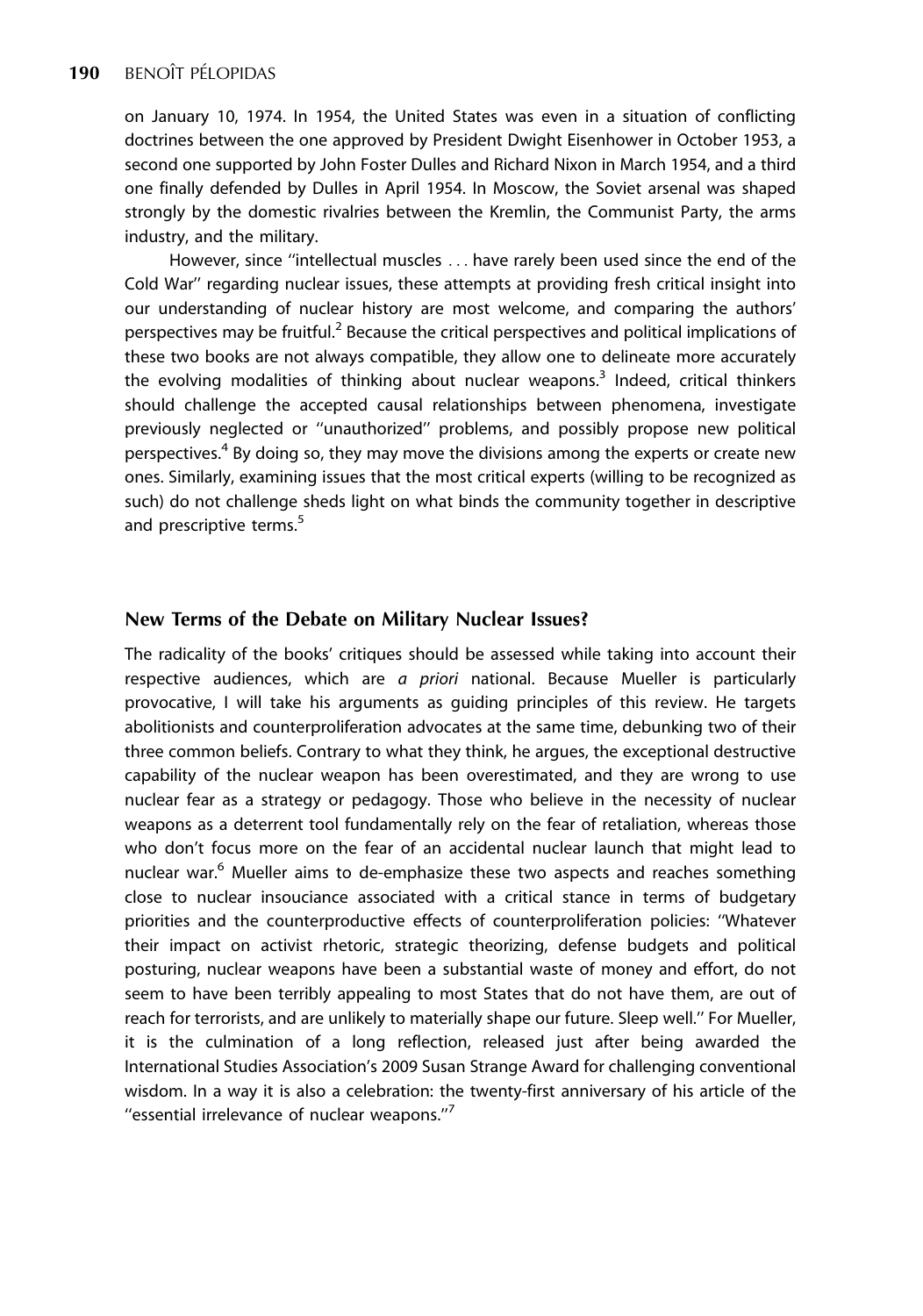on January 10, 1974. In 1954, the United States was even in a situation of conflicting doctrines between the one approved by President Dwight Eisenhower in October 1953, a second one supported by John Foster Dulles and Richard Nixon in March 1954, and a third one finally defended by Dulles in April 1954. In Moscow, the Soviet arsenal was shaped strongly by the domestic rivalries between the Kremlin, the Communist Party, the arms industry, and the military.

However, since ''intellectual muscles . . . have rarely been used since the end of the Cold War'' regarding nuclear issues, these attempts at providing fresh critical insight into our understanding of nuclear history are most welcome, and comparing the authors' perspectives may be fruitful.[2] Because the critical perspectives and political implications of these two books are not always compatible, they allow one to delineate more accurately the evolving modalities of thinking about nuclear weapons.[3] Indeed, critical thinkers should challenge the accepted causal relationships between phenomena, investigate previously neglected or ''unauthorized'' problems, and possibly propose new political perspectives.[4] By doing so, they may move the divisions among the experts or create new ones. Similarly, examining issues that the most critical experts (willing to be recognized as such) do not challenge sheds light on what binds the community together in descriptive and prescriptive terms.[5]

## New Terms of the Debate on Military Nuclear Issues?

The radicality of the books' critiques should be assessed while taking into account their respective audiences, which are *a priori* national. Because Mueller is particularly provocative, I will take his arguments as guiding principles of this review. He targets abolitionists and counterproliferation advocates at the same time, debunking two of their three common beliefs. Contrary to what they think, he argues, the exceptional destructive capability of the nuclear weapon has been overestimated, and they are wrong to use nuclear fear as a strategy or pedagogy. Those who believe in the necessity of nuclear weapons as a deterrent tool fundamentally rely on the fear of retaliation, whereas those who don't focus more on the fear of an accidental nuclear launch that might lead to nuclear war.[6] Mueller aims to de-emphasize these two aspects and reaches something close to nuclear insouciance associated with a critical stance in terms of budgetary priorities and the counterproductive effects of counterproliferation policies: ''Whatever their impact on activist rhetoric, strategic theorizing, defense budgets and political posturing, nuclear weapons have been a substantial waste of money and effort, do not seem to have been terribly appealing to most States that do not have them, are out of reach for terrorists, and are unlikely to materially shape our future. Sleep well.'' For Mueller, it is the culmination of a long reflection, released just after being awarded the International Studies Association's 2009 Susan Strange Award for challenging conventional wisdom. In a way it is also a celebration: the twenty-first anniversary of his article of the ''essential irrelevance of nuclear weapons.''[7]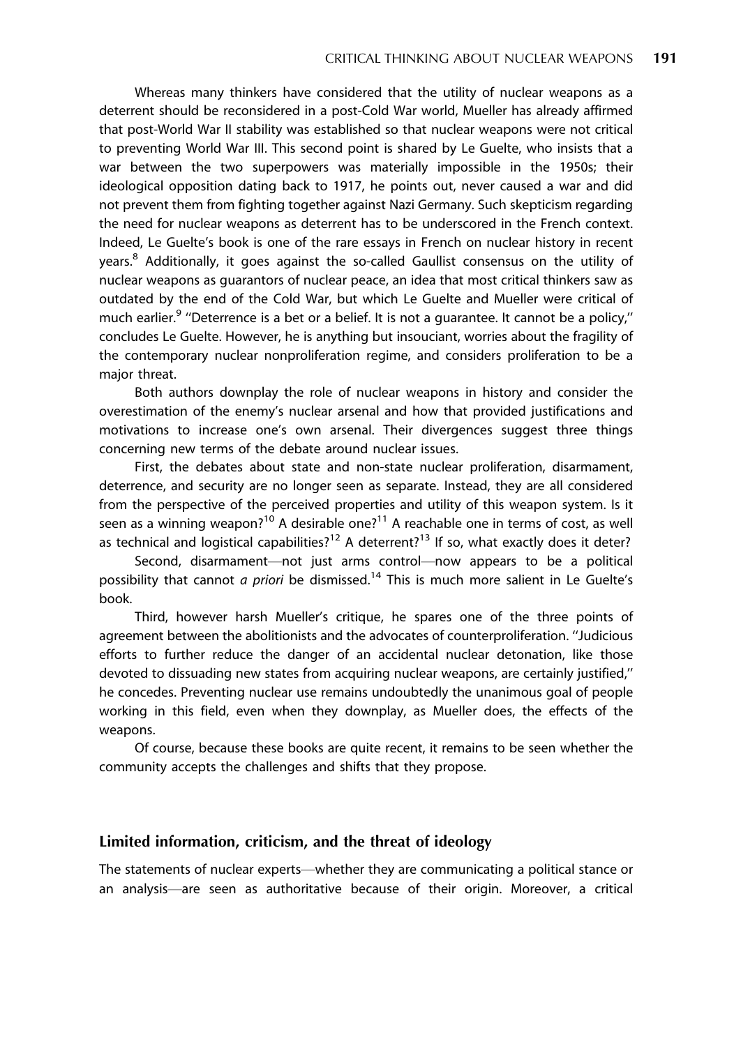Whereas many thinkers have considered that the utility of nuclear weapons as a deterrent should be reconsidered in a post-Cold War world, Mueller has already affirmed that post-World War II stability was established so that nuclear weapons were not critical to preventing World War III. This second point is shared by Le Guelte, who insists that a war between the two superpowers was materially impossible in the 1950s; their ideological opposition dating back to 1917, he points out, never caused a war and did not prevent them from fighting together against Nazi Germany. Such skepticism regarding the need for nuclear weapons as deterrent has to be underscored in the French context. Indeed, Le Guelte's book is one of the rare essays in French on nuclear history in recent years.[8] Additionally, it goes against the so-called Gaullist consensus on the utility of nuclear weapons as guarantors of nuclear peace, an idea that most critical thinkers saw as outdated by the end of the Cold War, but which Le Guelte and Mueller were critical of much earlier.[9] ''Deterrence is a bet or a belief. It is not a guarantee. It cannot be a policy,'' concludes Le Guelte. However, he is anything but insouciant, worries about the fragility of the contemporary nuclear nonproliferation regime, and considers proliferation to be a major threat.

Both authors downplay the role of nuclear weapons in history and consider the overestimation of the enemy's nuclear arsenal and how that provided justifications and motivations to increase one's own arsenal. Their divergences suggest three things concerning new terms of the debate around nuclear issues.

First, the debates about state and non-state nuclear proliferation, disarmament, deterrence, and security are no longer seen as separate. Instead, they are all considered from the perspective of the perceived properties and utility of this weapon system. Is it seen as a winning weapon?[10] A desirable one?[11] A reachable one in terms of cost, as well as technical and logistical capabilities?[12] A deterrent?[13] If so, what exactly does it deter?

Second, disarmament—not just arms control—now appears to be a political possibility that cannot *a priori* be dismissed.[14] This is much more salient in Le Guelte's book.

Third, however harsh Mueller's critique, he spares one of the three points of agreement between the abolitionists and the advocates of counterproliferation. ''Judicious efforts to further reduce the danger of an accidental nuclear detonation, like those devoted to dissuading new states from acquiring nuclear weapons, are certainly justified,'' he concedes. Preventing nuclear use remains undoubtedly the unanimous goal of people working in this field, even when they downplay, as Mueller does, the effects of the weapons.

Of course, because these books are quite recent, it remains to be seen whether the community accepts the challenges and shifts that they propose.

## Limited information, criticism, and the threat of ideology

The statements of nuclear experts—whether they are communicating a political stance or an analysis—are seen as authoritative because of their origin. Moreover, a critical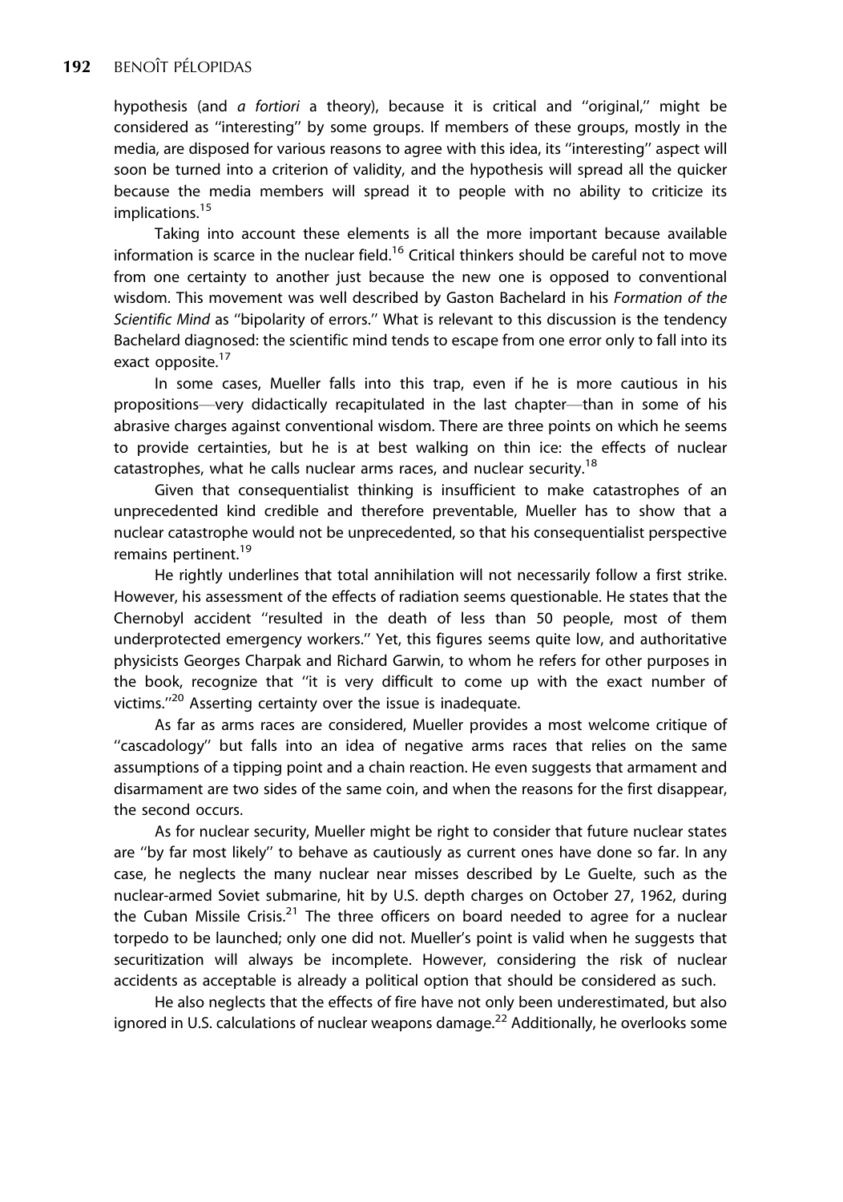hypothesis (and *a fortiori* a theory), because it is critical and ''original,'' might be considered as ''interesting'' by some groups. If members of these groups, mostly in the media, are disposed for various reasons to agree with this idea, its ''interesting'' aspect will soon be turned into a criterion of validity, and the hypothesis will spread all the quicker because the media members will spread it to people with no ability to criticize its implications.[15]

Taking into account these elements is all the more important because available information is scarce in the nuclear field.[16] Critical thinkers should be careful not to move from one certainty to another just because the new one is opposed to conventional wisdom. This movement was well described by Gaston Bachelard in his *Formation of the Scientific Mind* as ''bipolarity of errors.'' What is relevant to this discussion is the tendency Bachelard diagnosed: the scientific mind tends to escape from one error only to fall into its exact opposite.[17]

In some cases, Mueller falls into this trap, even if he is more cautious in his propositions—very didactically recapitulated in the last chapter—than in some of his abrasive charges against conventional wisdom. There are three points on which he seems to provide certainties, but he is at best walking on thin ice: the effects of nuclear catastrophes, what he calls nuclear arms races, and nuclear security.[18]

Given that consequentialist thinking is insufficient to make catastrophes of an unprecedented kind credible and therefore preventable, Mueller has to show that a nuclear catastrophe would not be unprecedented, so that his consequentialist perspective remains pertinent.[19]

He rightly underlines that total annihilation will not necessarily follow a first strike. However, his assessment of the effects of radiation seems questionable. He states that the Chernobyl accident ''resulted in the death of less than 50 people, most of them underprotected emergency workers.'' Yet, this figures seems quite low, and authoritative physicists Georges Charpak and Richard Garwin, to whom he refers for other purposes in the book, recognize that ''it is very difficult to come up with the exact number of victims.''[20] Asserting certainty over the issue is inadequate.

As far as arms races are considered, Mueller provides a most welcome critique of ''cascadology'' but falls into an idea of negative arms races that relies on the same assumptions of a tipping point and a chain reaction. He even suggests that armament and disarmament are two sides of the same coin, and when the reasons for the first disappear, the second occurs.

As for nuclear security, Mueller might be right to consider that future nuclear states are ''by far most likely'' to behave as cautiously as current ones have done so far. In any case, he neglects the many nuclear near misses described by Le Guelte, such as the nuclear-armed Soviet submarine, hit by U.S. depth charges on October 27, 1962, during the Cuban Missile Crisis.[21] The three officers on board needed to agree for a nuclear torpedo to be launched; only one did not. Mueller's point is valid when he suggests that securitization will always be incomplete. However, considering the risk of nuclear accidents as acceptable is already a political option that should be considered as such.

He also neglects that the effects of fire have not only been underestimated, but also ignored in U.S. calculations of nuclear weapons damage.[22] Additionally, he overlooks some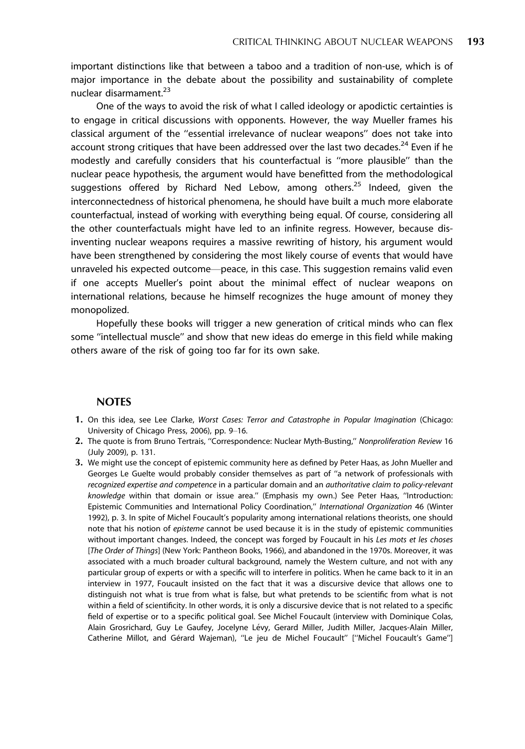important distinctions like that between a taboo and a tradition of non-use, which is of major importance in the debate about the possibility and sustainability of complete nuclear disarmament.[23]

One of the ways to avoid the risk of what I called ideology or apodictic certainties is to engage in critical discussions with opponents. However, the way Mueller frames his classical argument of the ''essential irrelevance of nuclear weapons'' does not take into account strong critiques that have been addressed over the last two decades.[24] Even if he modestly and carefully considers that his counterfactual is ''more plausible'' than the nuclear peace hypothesis, the argument would have benefitted from the methodological suggestions offered by Richard Ned Lebow, among others.[25] Indeed, given the interconnectedness of historical phenomena, he should have built a much more elaborate counterfactual, instead of working with everything being equal. Of course, considering all the other counterfactuals might have led to an infinite regress. However, because dis-inventing nuclear weapons requires a massive rewriting of history, his argument would have been strengthened by considering the most likely course of events that would have unraveled his expected outcome—peace, in this case. This suggestion remains valid even if one accepts Mueller's point about the minimal effect of nuclear weapons on international relations, because he himself recognizes the huge amount of money they monopolized.

Hopefully these books will trigger a new generation of critical minds who can flex some ''intellectual muscle'' and show that new ideas do emerge in this field while making others aware of the risk of going too far for its own sake.

## NOTES

1. On this idea, see Lee Clarke, *Worst Cases: Terror and Catastrophe in Popular Imagination* (Chicago: University of Chicago Press, 2006), pp. 9–16.
2. The quote is from Bruno Tertrais, ''Correspondence: Nuclear Myth-Busting,'' *Nonproliferation Review* 16 (July 2009), p. 131.
3. We might use the concept of epistemic community here as defined by Peter Haas, as John Mueller and Georges Le Guelte would probably consider themselves as part of ''a network of professionals with *recognized expertise and competence* in a particular domain and an *authoritative claim to policy-relevant knowledge* within that domain or issue area.'' (Emphasis my own.) See Peter Haas, ''Introduction: Epistemic Communities and International Policy Coordination,'' *International Organization* 46 (Winter 1992), p. 3. In spite of Michel Foucault's popularity among international relations theorists, one should note that his notion of *episteme* cannot be used because it is in the study of epistemic communities without important changes. Indeed, the concept was forged by Foucault in his *Les mots et les choses* [*The Order of Things*] (New York: Pantheon Books, 1966), and abandoned in the 1970s. Moreover, it was associated with a much broader cultural background, namely the Western culture, and not with any particular group of experts or with a specific will to interfere in politics. When he came back to it in an interview in 1977, Foucault insisted on the fact that it was a discursive device that allows one to distinguish not what is true from what is false, but what pretends to be scientific from what is not within a field of scientificity. In other words, it is only a discursive device that is not related to a specific field of expertise or to a specific political goal. See Michel Foucault (interview with Dominique Colas, Alain Grosrichard, Guy Le Gaufey, Jocelyne Lévy, Gerard Miller, Judith Miller, Jacques-Alain Miller, Catherine Millot, and Gérard Wajeman), ''Le jeu de Michel Foucault'' [''Michel Foucault's Game'']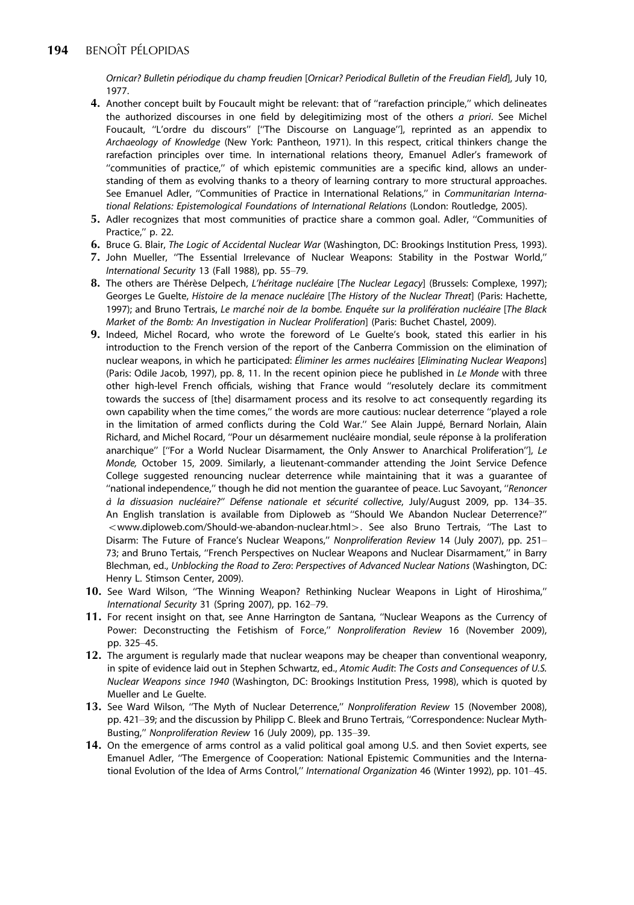*Ornicar? Bulletin périodique du champ freudien* [*Ornicar? Periodical Bulletin of the Freudian Field*], July 10, 1977.

4. Another concept built by Foucault might be relevant: that of ''rarefaction principle,'' which delineates the authorized discourses in one field by delegitimizing most of the others *a priori*. See Michel Foucault, ''L'ordre du discours'' [''The Discourse on Language''], reprinted as an appendix to *Archaeology of Knowledge* (New York: Pantheon, 1971). In this respect, critical thinkers change the rarefaction principles over time. In international relations theory, Emanuel Adler's framework of ''communities of practice,'' of which epistemic communities are a specific kind, allows an understanding of them as evolving thanks to a theory of learning contrary to more structural approaches. See Emanuel Adler, ''Communities of Practice in International Relations,'' in *Communitarian International Relations: Epistemological Foundations of International Relations* (London: Routledge, 2005).
5. Adler recognizes that most communities of practice share a common goal. Adler, ''Communities of Practice,'' p. 22.
6. Bruce G. Blair, *The Logic of Accidental Nuclear War* (Washington, DC: Brookings Institution Press, 1993).
7. John Mueller, ''The Essential Irrelevance of Nuclear Weapons: Stability in the Postwar World,'' *International Security* 13 (Fall 1988), pp. 55–79.
8. The others are Thérèse Delpech, *L'héritage nucléaire* [*The Nuclear Legacy*] (Brussels: Complexe, 1997); Georges Le Guelte, *Histoire de la menace nucléaire* [*The History of the Nuclear Threat*] (Paris: Hachette, 1997); and Bruno Tertrais, *Le marché noir de la bombe. Enquête sur la prolifération nucléaire* [*The Black Market of the Bomb: An Investigation in Nuclear Proliferation*] (Paris: Buchet Chastel, 2009).
9. Indeed, Michel Rocard, who wrote the foreword of Le Guelte's book, stated this earlier in his introduction to the French version of the report of the Canberra Commission on the elimination of nuclear weapons, in which he participated: *Éliminer les armes nucléaires* [*Eliminating Nuclear Weapons*] (Paris: Odile Jacob, 1997), pp. 8, 11. In the recent opinion piece he published in *Le Monde* with three other high-level French officials, wishing that France would ''resolutely declare its commitment towards the success of [the] disarmament process and its resolve to act consequently regarding its own capability when the time comes,'' the words are more cautious: nuclear deterrence ''played a role in the limitation of armed conflicts during the Cold War.'' See Alain Juppé, Bernard Norlain, Alain Richard, and Michel Rocard, ''Pour un désarmement nucléaire mondial, seule réponse à la proliferation anarchique'' [''For a World Nuclear Disarmament, the Only Answer to Anarchical Proliferation''], *Le Monde,* October 15, 2009. Similarly, a lieutenant-commander attending the Joint Service Defence College suggested renouncing nuclear deterrence while maintaining that it was a guarantee of ''national independence,'' though he did not mention the guarantee of peace. Luc Savoyant, ''*Renoncer à la dissuasion nucléaire?*'' *Défense nationale et sécurité collective*, July/August 2009, pp. 134–35. An English translation is available from Diploweb as ''Should We Abandon Nuclear Deterrence?'' <www.diploweb.com/Should-we-abandon-nuclear.html>. See also Bruno Tertrais, ''The Last to Disarm: The Future of France's Nuclear Weapons,'' *Nonproliferation Review* 14 (July 2007), pp. 251–73; and Bruno Tertais, ''French Perspectives on Nuclear Weapons and Nuclear Disarmament,'' in Barry Blechman, ed., *Unblocking the Road to Zero*: *Perspectives of Advanced Nuclear Nations* (Washington, DC: Henry L. Stimson Center, 2009).
10. See Ward Wilson, ''The Winning Weapon? Rethinking Nuclear Weapons in Light of Hiroshima,'' *International Security* 31 (Spring 2007), pp. 162–79.
11. For recent insight on that, see Anne Harrington de Santana, ''Nuclear Weapons as the Currency of Power: Deconstructing the Fetishism of Force,'' *Nonproliferation Review* 16 (November 2009), pp. 325–45.
12. The argument is regularly made that nuclear weapons may be cheaper than conventional weaponry, in spite of evidence laid out in Stephen Schwartz, ed., *Atomic Audit*: *The Costs and Consequences of U.S. Nuclear Weapons since 1940* (Washington, DC: Brookings Institution Press, 1998), which is quoted by Mueller and Le Guelte.
13. See Ward Wilson, ''The Myth of Nuclear Deterrence,'' *Nonproliferation Review* 15 (November 2008), pp. 421–39; and the discussion by Philipp C. Bleek and Bruno Tertrais, ''Correspondence: Nuclear Myth-Busting,'' *Nonproliferation Review* 16 (July 2009), pp. 135–39.
14. On the emergence of arms control as a valid political goal among U.S. and then Soviet experts, see Emanuel Adler, ''The Emergence of Cooperation: National Epistemic Communities and the International Evolution of the Idea of Arms Control,'' *International Organization* 46 (Winter 1992), pp. 101–45.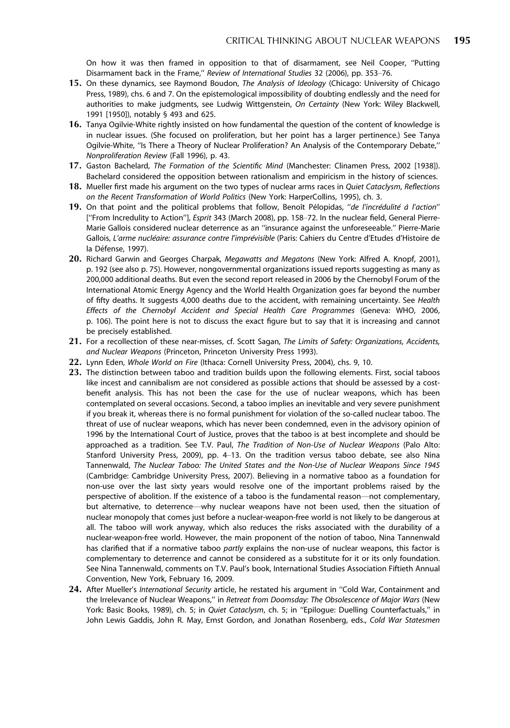On how it was then framed in opposition to that of disarmament, see Neil Cooper, ''Putting Disarmament back in the Frame,'' *Review of International Studies* 32 (2006), pp. 353–76.

15. On these dynamics, see Raymond Boudon, *The Analysis of Ideology* (Chicago: University of Chicago Press, 1989), chs. 6 and 7. On the epistemological impossibility of doubting endlessly and the need for authorities to make judgments, see Ludwig Wittgenstein, *On Certainty* (New York: Wiley Blackwell, 1991 [1950]), notably § 493 and 625.
16. Tanya Ogilvie-White rightly insisted on how fundamental the question of the content of knowledge is in nuclear issues. (She focused on proliferation, but her point has a larger pertinence.) See Tanya Ogilvie-White, ''Is There a Theory of Nuclear Proliferation? An Analysis of the Contemporary Debate,'' *Nonproliferation Review* (Fall 1996), p. 43.
17. Gaston Bachelard, *The Formation of the Scientific Mind* (Manchester: Clinamen Press, 2002 [1938]). Bachelard considered the opposition between rationalism and empiricism in the history of sciences.
18. Mueller first made his argument on the two types of nuclear arms races in *Quiet Cataclysm, Reflections on the Recent Transformation of World Politics* (New York: HarperCollins, 1995), ch. 3.
19. On that point and the political problems that follow, Benoît Pélopidas, ''*de l'incrédulité à l'action*'' [''From Incredulity to Action''], *Esprit* 343 (March 2008), pp. 158–72. In the nuclear field, General Pierre-Marie Gallois considered nuclear deterrence as an ''insurance against the unforeseeable.'' Pierre-Marie Gallois, *L'arme nucléaire: assurance contre l'imprévisible* (Paris: Cahiers du Centre d'Etudes d'Histoire de la Défense, 1997).
20. Richard Garwin and Georges Charpak, *Megawatts and Megatons* (New York: Alfred A. Knopf, 2001), p. 192 (see also p. 75). However, nongovernmental organizations issued reports suggesting as many as 200,000 additional deaths. But even the second report released in 2006 by the Chernobyl Forum of the International Atomic Energy Agency and the World Health Organization goes far beyond the number of fifty deaths. It suggests 4,000 deaths due to the accident, with remaining uncertainty. See *Health Effects of the Chernobyl Accident and Special Health Care Programmes* (Geneva: WHO, 2006, p. 106). The point here is not to discuss the exact figure but to say that it is increasing and cannot be precisely established.
21. For a recollection of these near-misses, cf. Scott Sagan, *The Limits of Safety: Organizations, Accidents, and Nuclear Weapons* (Princeton, Princeton University Press 1993).
22. Lynn Eden, *Whole World on Fire* (Ithaca: Cornell University Press, 2004), chs. 9, 10.
23. The distinction between taboo and tradition builds upon the following elements. First, social taboos like incest and cannibalism are not considered as possible actions that should be assessed by a cost-benefit analysis. This has not been the case for the use of nuclear weapons, which has been contemplated on several occasions. Second, a taboo implies an inevitable and very severe punishment if you break it, whereas there is no formal punishment for violation of the so-called nuclear taboo. The threat of use of nuclear weapons, which has never been condemned, even in the advisory opinion of 1996 by the International Court of Justice, proves that the taboo is at best incomplete and should be approached as a tradition. See T.V. Paul, *The Tradition of Non-Use of Nuclear Weapons* (Palo Alto: Stanford University Press, 2009), pp. 4–13. On the tradition versus taboo debate, see also Nina Tannenwald, *The Nuclear Taboo: The United States and the Non-Use of Nuclear Weapons Since 1945* (Cambridge: Cambridge University Press, 2007). Believing in a normative taboo as a foundation for non-use over the last sixty years would resolve one of the important problems raised by the perspective of abolition. If the existence of a taboo is the fundamental reason—not complementary, but alternative, to deterrence—why nuclear weapons have not been used, then the situation of nuclear monopoly that comes just before a nuclear-weapon-free world is not likely to be dangerous at all. The taboo will work anyway, which also reduces the risks associated with the durability of a nuclear-weapon-free world. However, the main proponent of the notion of taboo, Nina Tannenwald has clarified that if a normative taboo *partly* explains the non-use of nuclear weapons, this factor is complementary to deterrence and cannot be considered as a substitute for it or its only foundation. See Nina Tannenwald, comments on T.V. Paul's book, International Studies Association Fiftieth Annual Convention, New York, February 16, 2009.
24. After Mueller's *International Security* article, he restated his argument in ''Cold War, Containment and the Irrelevance of Nuclear Weapons,'' in *Retreat from Doomsday: The Obsolescence of Major Wars* (New York: Basic Books, 1989), ch. 5; in *Quiet Cataclysm*, ch. 5; in ''Epilogue: Duelling Counterfactuals,'' in John Lewis Gaddis, John R. May, Ernst Gordon, and Jonathan Rosenberg, eds., *Cold War Statesmen*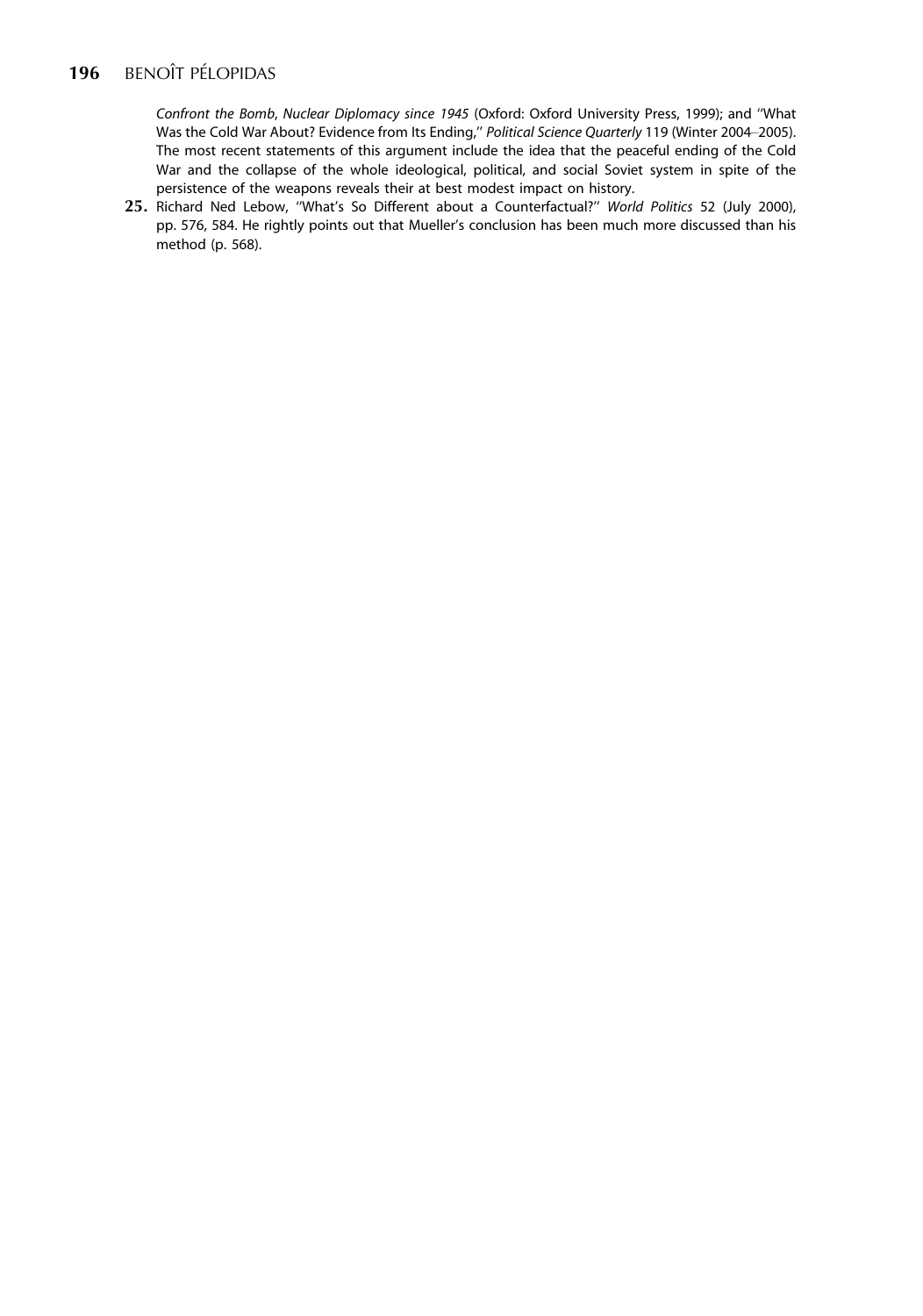*Confront the Bomb*, *Nuclear Diplomacy since 1945* (Oxford: Oxford University Press, 1999); and "What Was the Cold War About? Evidence from Its Ending," *Political Science Quarterly* 119 (Winter 2004–2005). The most recent statements of this argument include the idea that the peaceful ending of the Cold War and the collapse of the whole ideological, political, and social Soviet system in spite of the persistence of the weapons reveals their at best modest impact on history.

**25.** Richard Ned Lebow, "What's So Different about a Counterfactual?" *World Politics* 52 (July 2000), pp. 576, 584. He rightly points out that Mueller's conclusion has been much more discussed than his method (p. 568).